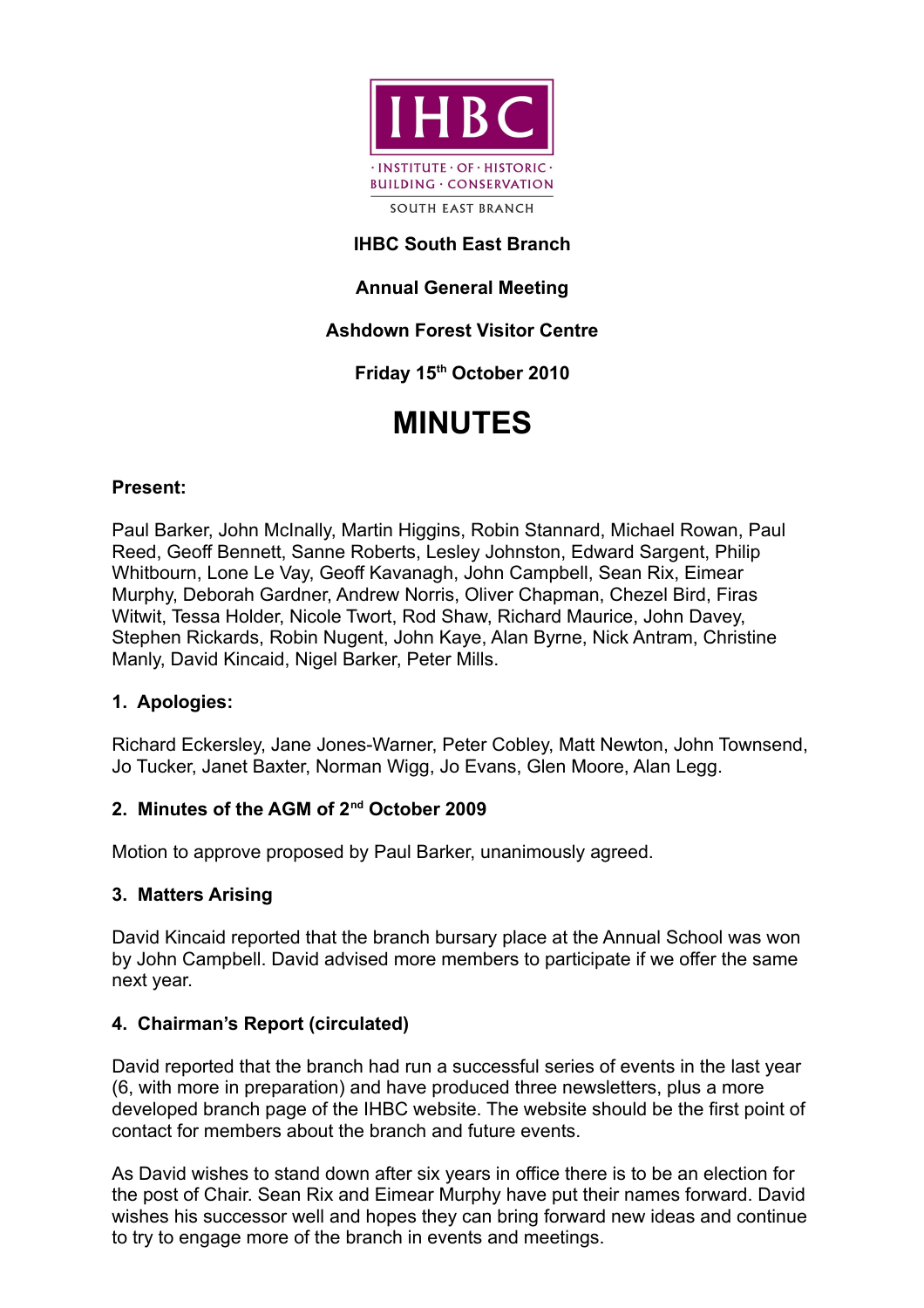IHBC

· INSTITUTE · OF · HISTORIC ·
BUILDING · CONSERVATION

SOUTH EAST BRANCH

**IHBC South East Branch**

**Annual General Meeting**

**Ashdown Forest Visitor Centre**

**Friday 15th October 2010**

# MINUTES

**Present:**

Paul Barker, John McInally, Martin Higgins, Robin Stannard, Michael Rowan, Paul Reed, Geoff Bennett, Sanne Roberts, Lesley Johnston, Edward Sargent, Philip Whitbourn, Lone Le Vay, Geoff Kavanagh, John Campbell, Sean Rix, Eimear Murphy, Deborah Gardner, Andrew Norris, Oliver Chapman, Chezel Bird, Firas Witwit, Tessa Holder, Nicole Twort, Rod Shaw, Richard Maurice, John Davey, Stephen Rickards, Robin Nugent, John Kaye, Alan Byrne, Nick Antram, Christine Manly, David Kincaid, Nigel Barker, Peter Mills.

### 1. Apologies:

Richard Eckersley, Jane Jones-Warner, Peter Cobley, Matt Newton, John Townsend, Jo Tucker, Janet Baxter, Norman Wigg, Jo Evans, Glen Moore, Alan Legg.

### 2. Minutes of the AGM of 2nd October 2009

Motion to approve proposed by Paul Barker, unanimously agreed.

### 3. Matters Arising

David Kincaid reported that the branch bursary place at the Annual School was won by John Campbell. David advised more members to participate if we offer the same next year.

### 4. Chairman's Report (circulated)

David reported that the branch had run a successful series of events in the last year (6, with more in preparation) and have produced three newsletters, plus a more developed branch page of the IHBC website. The website should be the first point of contact for members about the branch and future events.

As David wishes to stand down after six years in office there is to be an election for the post of Chair. Sean Rix and Eimear Murphy have put their names forward. David wishes his successor well and hopes they can bring forward new ideas and continue to try to engage more of the branch in events and meetings.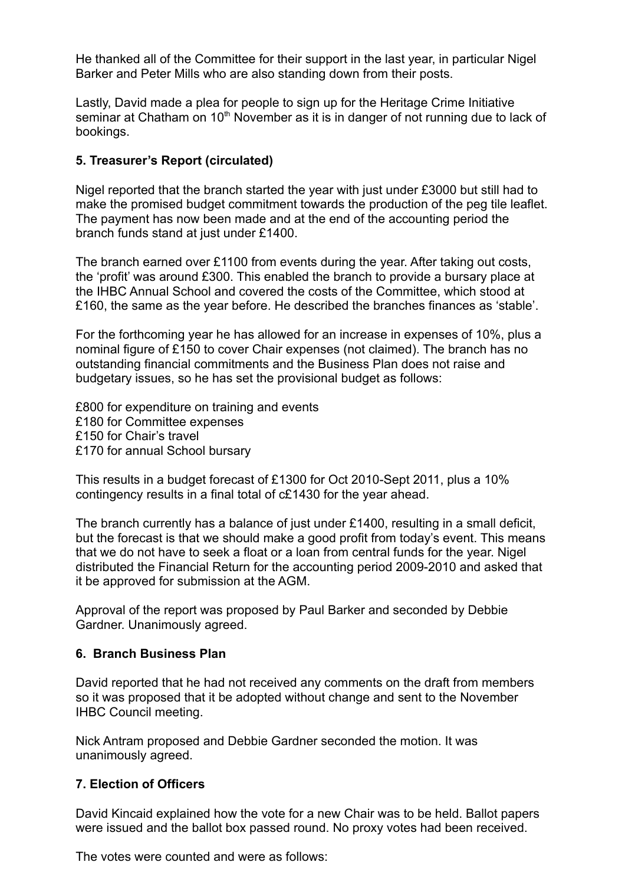He thanked all of the Committee for their support in the last year, in particular Nigel Barker and Peter Mills who are also standing down from their posts.

Lastly, David made a plea for people to sign up for the Heritage Crime Initiative seminar at Chatham on 10th November as it is in danger of not running due to lack of bookings.

### 5. Treasurer's Report (circulated)

Nigel reported that the branch started the year with just under £3000 but still had to make the promised budget commitment towards the production of the peg tile leaflet. The payment has now been made and at the end of the accounting period the branch funds stand at just under £1400.

The branch earned over £1100 from events during the year. After taking out costs, the 'profit' was around £300. This enabled the branch to provide a bursary place at the IHBC Annual School and covered the costs of the Committee, which stood at £160, the same as the year before. He described the branches finances as 'stable'.

For the forthcoming year he has allowed for an increase in expenses of 10%, plus a nominal figure of £150 to cover Chair expenses (not claimed). The branch has no outstanding financial commitments and the Business Plan does not raise and budgetary issues, so he has set the provisional budget as follows:

£800 for expenditure on training and events  
£180 for Committee expenses  
£150 for Chair's travel  
£170 for annual School bursary

This results in a budget forecast of £1300 for Oct 2010-Sept 2011, plus a 10% contingency results in a final total of c£1430 for the year ahead.

The branch currently has a balance of just under £1400, resulting in a small deficit, but the forecast is that we should make a good profit from today's event. This means that we do not have to seek a float or a loan from central funds for the year. Nigel distributed the Financial Return for the accounting period 2009-2010 and asked that it be approved for submission at the AGM.

Approval of the report was proposed by Paul Barker and seconded by Debbie Gardner. Unanimously agreed.

### 6. Branch Business Plan

David reported that he had not received any comments on the draft from members so it was proposed that it be adopted without change and sent to the November IHBC Council meeting.

Nick Antram proposed and Debbie Gardner seconded the motion. It was unanimously agreed.

### 7. Election of Officers

David Kincaid explained how the vote for a new Chair was to be held. Ballot papers were issued and the ballot box passed round. No proxy votes had been received.

The votes were counted and were as follows: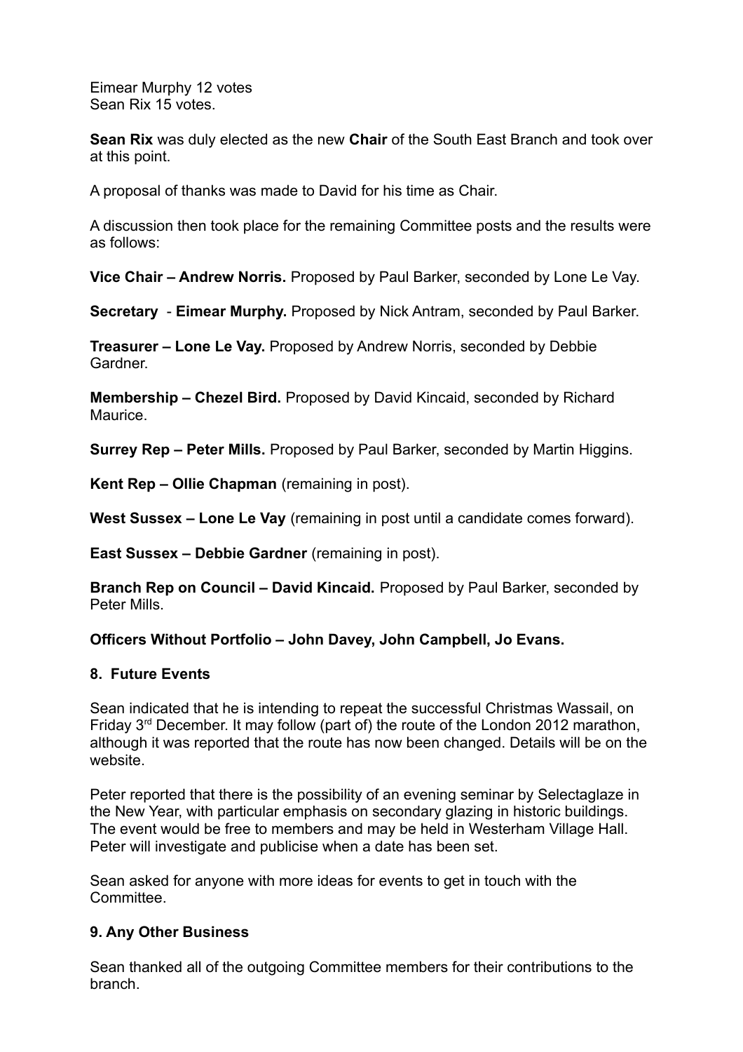Eimear Murphy 12 votes
Sean Rix 15 votes.

**Sean Rix** was duly elected as the new **Chair** of the South East Branch and took over at this point.

A proposal of thanks was made to David for his time as Chair.

A discussion then took place for the remaining Committee posts and the results were as follows:

**Vice Chair – Andrew Norris.** Proposed by Paul Barker, seconded by Lone Le Vay.

**Secretary** - **Eimear Murphy.** Proposed by Nick Antram, seconded by Paul Barker.

**Treasurer – Lone Le Vay.** Proposed by Andrew Norris, seconded by Debbie Gardner.

**Membership – Chezel Bird.** Proposed by David Kincaid, seconded by Richard Maurice.

**Surrey Rep – Peter Mills.** Proposed by Paul Barker, seconded by Martin Higgins.

**Kent Rep – Ollie Chapman** (remaining in post).

**West Sussex – Lone Le Vay** (remaining in post until a candidate comes forward).

**East Sussex – Debbie Gardner** (remaining in post).

**Branch Rep on Council – David Kincaid.** Proposed by Paul Barker, seconded by Peter Mills.

**Officers Without Portfolio – John Davey, John Campbell, Jo Evans.**

## 8. Future Events

Sean indicated that he is intending to repeat the successful Christmas Wassail, on Friday 3rd December. It may follow (part of) the route of the London 2012 marathon, although it was reported that the route has now been changed. Details will be on the website.

Peter reported that there is the possibility of an evening seminar by Selectaglaze in the New Year, with particular emphasis on secondary glazing in historic buildings. The event would be free to members and may be held in Westerham Village Hall. Peter will investigate and publicise when a date has been set.

Sean asked for anyone with more ideas for events to get in touch with the Committee.

## 9. Any Other Business

Sean thanked all of the outgoing Committee members for their contributions to the branch.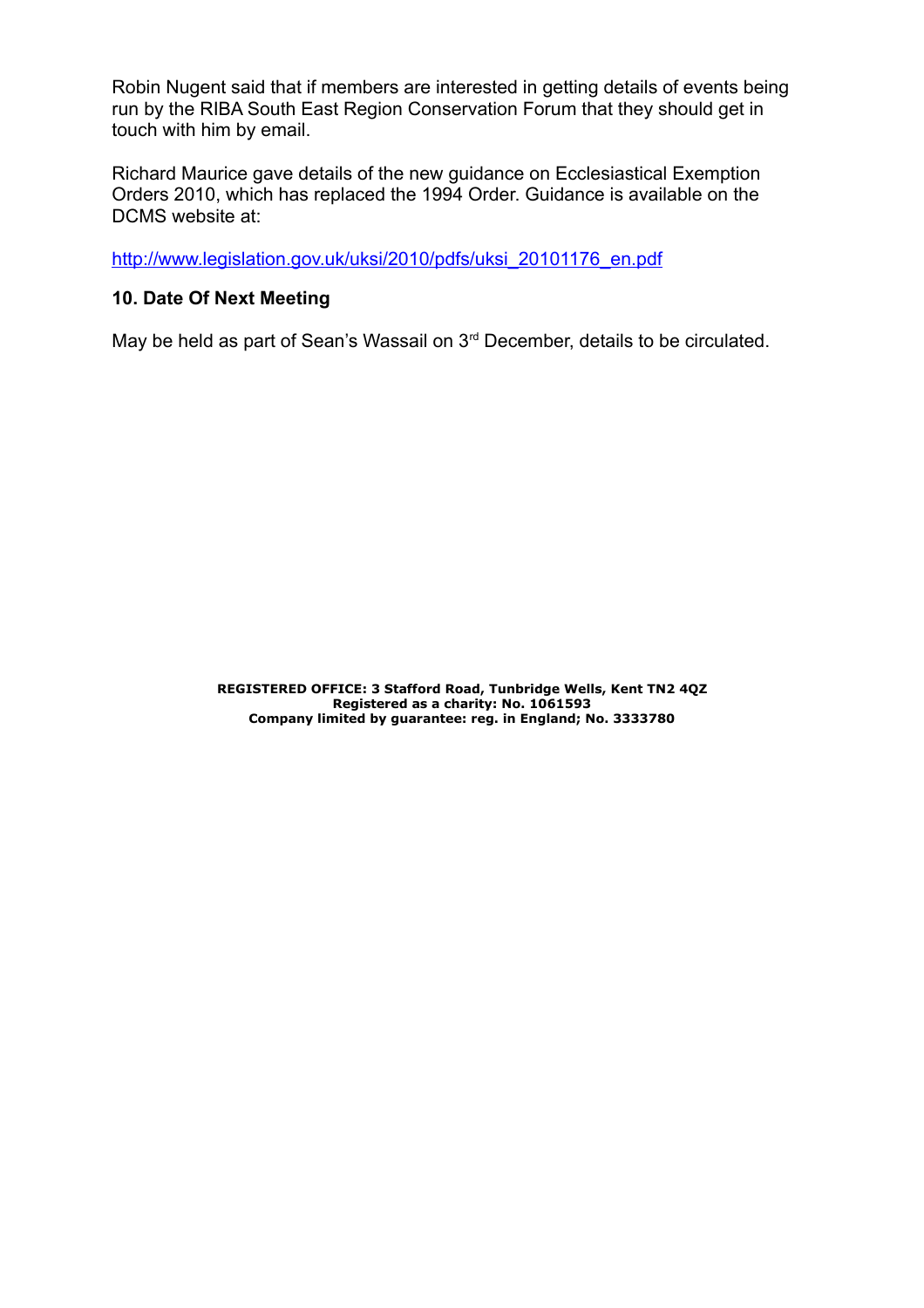Robin Nugent said that if members are interested in getting details of events being run by the RIBA South East Region Conservation Forum that they should get in touch with him by email.

Richard Maurice gave details of the new guidance on Ecclesiastical Exemption Orders 2010, which has replaced the 1994 Order. Guidance is available on the DCMS website at:

http://www.legislation.gov.uk/uksi/2010/pdfs/uksi_20101176_en.pdf

**10. Date Of Next Meeting**

May be held as part of Sean's Wassail on 3rd December, details to be circulated.

**REGISTERED OFFICE: 3 Stafford Road, Tunbridge Wells, Kent TN2 4QZ**
**Registered as a charity: No. 1061593**
**Company limited by guarantee: reg. in England; No. 3333780**